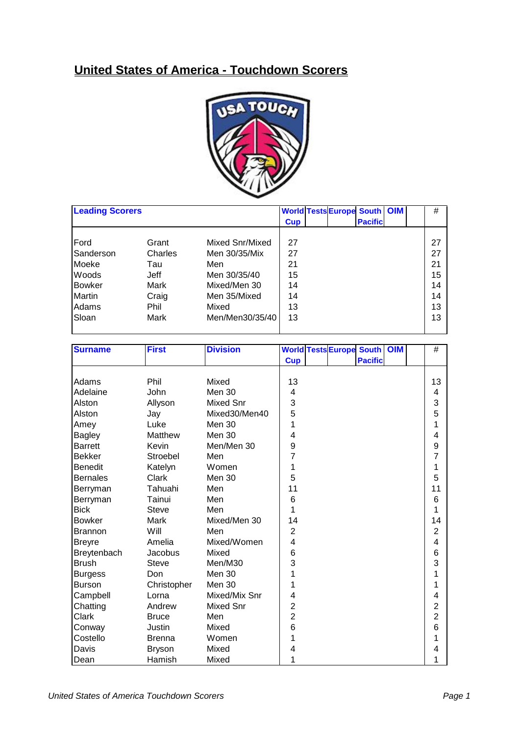# United States of America - Touchdown Scorers

| Leading Scorers | | | World Cup | Tests | Europe | South Pacific | OIM | | # |
|---|---|---|---|---|---|---|---|---|---|
| Ford | Grant | Mixed Snr/Mixed | 27 | | | | | | 27 |
| Sanderson | Charles | Men 30/35/Mix | 27 | | | | | | 27 |
| Moeke | Tau | Men | 21 | | | | | | 21 |
| Woods | Jeff | Men 30/35/40 | 15 | | | | | | 15 |
| Bowker | Mark | Mixed/Men 30 | 14 | | | | | | 14 |
| Martin | Craig | Men 35/Mixed | 14 | | | | | | 14 |
| Adams | Phil | Mixed | 13 | | | | | | 13 |
| Sloan | Mark | Men/Men30/35/40 | 13 | | | | | | 13 |

| Surname | First | Division | World Cup | Tests | Europe | South Pacific | OIM | | # |
|---|---|---|---|---|---|---|---|---|---|
| Adams | Phil | Mixed | 13 | | | | | | 13 |
| Adelaine | John | Men 30 | 4 | | | | | | 4 |
| Alston | Allyson | Mixed Snr | 3 | | | | | | 3 |
| Alston | Jay | Mixed30/Men40 | 5 | | | | | | 5 |
| Amey | Luke | Men 30 | 1 | | | | | | 1 |
| Bagley | Matthew | Men 30 | 4 | | | | | | 4 |
| Barrett | Kevin | Men/Men 30 | 9 | | | | | | 9 |
| Bekker | Stroebel | Men | 7 | | | | | | 7 |
| Benedit | Katelyn | Women | 1 | | | | | | 1 |
| Bernales | Clark | Men 30 | 5 | | | | | | 5 |
| Berryman | Tahuahi | Men | 11 | | | | | | 11 |
| Berryman | Tainui | Men | 6 | | | | | | 6 |
| Bick | Steve | Men | 1 | | | | | | 1 |
| Bowker | Mark | Mixed/Men 30 | 14 | | | | | | 14 |
| Brannon | Will | Men | 2 | | | | | | 2 |
| Breyre | Amelia | Mixed/Women | 4 | | | | | | 4 |
| Breytenbach | Jacobus | Mixed | 6 | | | | | | 6 |
| Brush | Steve | Men/M30 | 3 | | | | | | 3 |
| Burgess | Don | Men 30 | 1 | | | | | | 1 |
| Burson | Christopher | Men 30 | 1 | | | | | | 1 |
| Campbell | Lorna | Mixed/Mix Snr | 4 | | | | | | 4 |
| Chatting | Andrew | Mixed Snr | 2 | | | | | | 2 |
| Clark | Bruce | Men | 2 | | | | | | 2 |
| Conway | Justin | Mixed | 6 | | | | | | 6 |
| Costello | Brenna | Women | 1 | | | | | | 1 |
| Davis | Bryson | Mixed | 4 | | | | | | 4 |
| Dean | Hamish | Mixed | 1 | | | | | | 1 |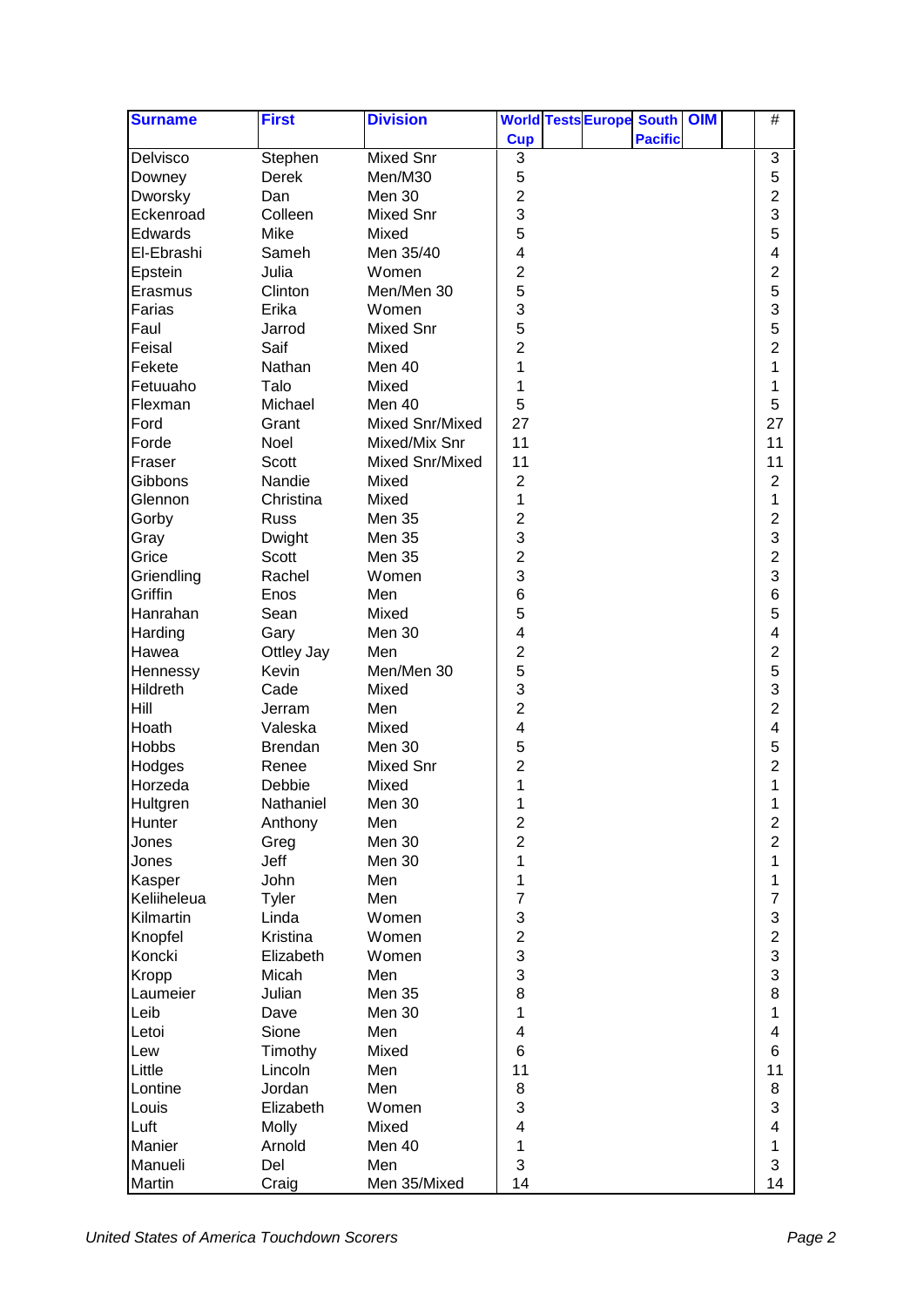| Surname | First | Division | World Cup | Tests | Europe | South Pacific | OIM | | # |
|---|---|---|---|---|---|---|---|---|---|
| Delvisco | Stephen | Mixed Snr | 3 | | | | | | 3 |
| Downey | Derek | Men/M30 | 5 | | | | | | 5 |
| Dworsky | Dan | Men 30 | 2 | | | | | | 2 |
| Eckenroad | Colleen | Mixed Snr | 3 | | | | | | 3 |
| Edwards | Mike | Mixed | 5 | | | | | | 5 |
| El-Ebrashi | Sameh | Men 35/40 | 4 | | | | | | 4 |
| Epstein | Julia | Women | 2 | | | | | | 2 |
| Erasmus | Clinton | Men/Men 30 | 5 | | | | | | 5 |
| Farias | Erika | Women | 3 | | | | | | 3 |
| Faul | Jarrod | Mixed Snr | 5 | | | | | | 5 |
| Feisal | Saif | Mixed | 2 | | | | | | 2 |
| Fekete | Nathan | Men 40 | 1 | | | | | | 1 |
| Fetuuaho | Talo | Mixed | 1 | | | | | | 1 |
| Flexman | Michael | Men 40 | 5 | | | | | | 5 |
| Ford | Grant | Mixed Snr/Mixed | 27 | | | | | | 27 |
| Forde | Noel | Mixed/Mix Snr | 11 | | | | | | 11 |
| Fraser | Scott | Mixed Snr/Mixed | 11 | | | | | | 11 |
| Gibbons | Nandie | Mixed | 2 | | | | | | 2 |
| Glennon | Christina | Mixed | 1 | | | | | | 1 |
| Gorby | Russ | Men 35 | 2 | | | | | | 2 |
| Gray | Dwight | Men 35 | 3 | | | | | | 3 |
| Grice | Scott | Men 35 | 2 | | | | | | 2 |
| Griendling | Rachel | Women | 3 | | | | | | 3 |
| Griffin | Enos | Men | 6 | | | | | | 6 |
| Hanrahan | Sean | Mixed | 5 | | | | | | 5 |
| Harding | Gary | Men 30 | 4 | | | | | | 4 |
| Hawea | Ottley Jay | Men | 2 | | | | | | 2 |
| Hennessy | Kevin | Men/Men 30 | 5 | | | | | | 5 |
| Hildreth | Cade | Mixed | 3 | | | | | | 3 |
| Hill | Jerram | Men | 2 | | | | | | 2 |
| Hoath | Valeska | Mixed | 4 | | | | | | 4 |
| Hobbs | Brendan | Men 30 | 5 | | | | | | 5 |
| Hodges | Renee | Mixed Snr | 2 | | | | | | 2 |
| Horzeda | Debbie | Mixed | 1 | | | | | | 1 |
| Hultgren | Nathaniel | Men 30 | 1 | | | | | | 1 |
| Hunter | Anthony | Men | 2 | | | | | | 2 |
| Jones | Greg | Men 30 | 2 | | | | | | 2 |
| Jones | Jeff | Men 30 | 1 | | | | | | 1 |
| Kasper | John | Men | 1 | | | | | | 1 |
| Keliiheleua | Tyler | Men | 7 | | | | | | 7 |
| Kilmartin | Linda | Women | 3 | | | | | | 3 |
| Knopfel | Kristina | Women | 2 | | | | | | 2 |
| Koncki | Elizabeth | Women | 3 | | | | | | 3 |
| Kropp | Micah | Men | 3 | | | | | | 3 |
| Laumeier | Julian | Men 35 | 8 | | | | | | 8 |
| Leib | Dave | Men 30 | 1 | | | | | | 1 |
| Letoi | Sione | Men | 4 | | | | | | 4 |
| Lew | Timothy | Mixed | 6 | | | | | | 6 |
| Little | Lincoln | Men | 11 | | | | | | 11 |
| Lontine | Jordan | Men | 8 | | | | | | 8 |
| Louis | Elizabeth | Women | 3 | | | | | | 3 |
| Luft | Molly | Mixed | 4 | | | | | | 4 |
| Manier | Arnold | Men 40 | 1 | | | | | | 1 |
| Manueli | Del | Men | 3 | | | | | | 3 |
| Martin | Craig | Men 35/Mixed | 14 | | | | | | 14 |

*United States of America Touchdown Scorers*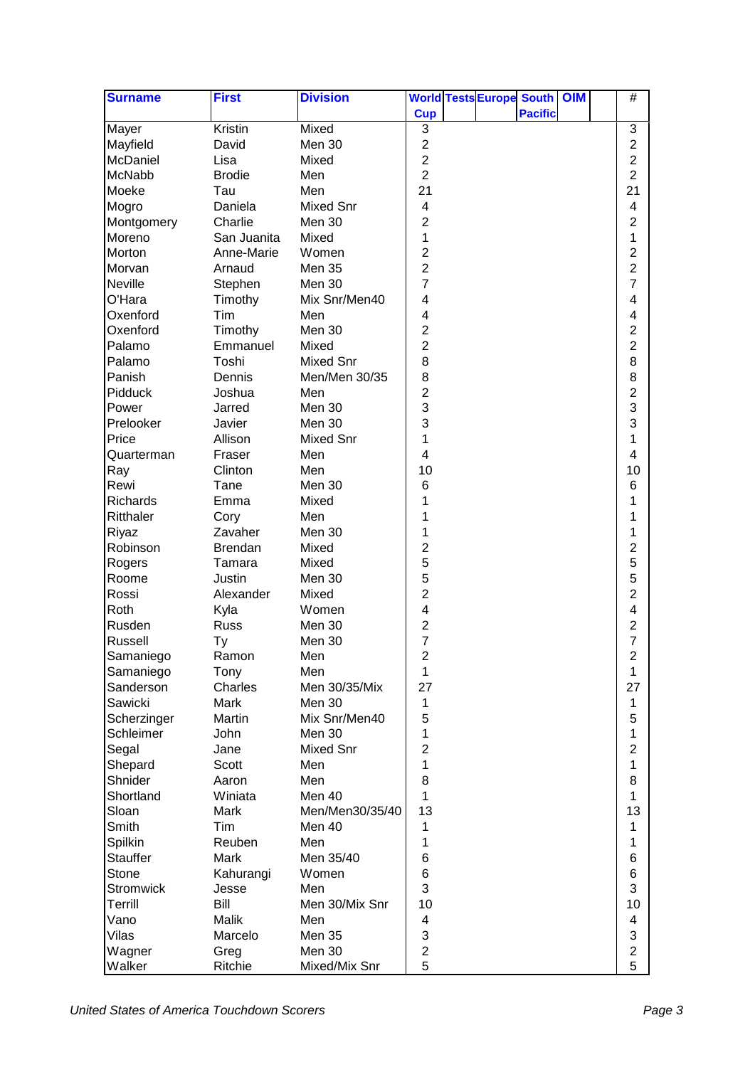| Surname | First | Division | World Cup | Tests | Europe | South Pacific | OIM | | # |
|---|---|---|---|---|---|---|---|---|---|
| Mayer | Kristin | Mixed | 3 | | | | | | 3 |
| Mayfield | David | Men 30 | 2 | | | | | | 2 |
| McDaniel | Lisa | Mixed | 2 | | | | | | 2 |
| McNabb | Brodie | Men | 2 | | | | | | 2 |
| Moeke | Tau | Men | 21 | | | | | | 21 |
| Mogro | Daniela | Mixed Snr | 4 | | | | | | 4 |
| Montgomery | Charlie | Men 30 | 2 | | | | | | 2 |
| Moreno | San Juanita | Mixed | 1 | | | | | | 1 |
| Morton | Anne-Marie | Women | 2 | | | | | | 2 |
| Morvan | Arnaud | Men 35 | 2 | | | | | | 2 |
| Neville | Stephen | Men 30 | 7 | | | | | | 7 |
| O'Hara | Timothy | Mix Snr/Men40 | 4 | | | | | | 4 |
| Oxenford | Tim | Men | 4 | | | | | | 4 |
| Oxenford | Timothy | Men 30 | 2 | | | | | | 2 |
| Palamo | Emmanuel | Mixed | 2 | | | | | | 2 |
| Palamo | Toshi | Mixed Snr | 8 | | | | | | 8 |
| Panish | Dennis | Men/Men 30/35 | 8 | | | | | | 8 |
| Pidduck | Joshua | Men | 2 | | | | | | 2 |
| Power | Jarred | Men 30 | 3 | | | | | | 3 |
| Prelooker | Javier | Men 30 | 3 | | | | | | 3 |
| Price | Allison | Mixed Snr | 1 | | | | | | 1 |
| Quarterman | Fraser | Men | 4 | | | | | | 4 |
| Ray | Clinton | Men | 10 | | | | | | 10 |
| Rewi | Tane | Men 30 | 6 | | | | | | 6 |
| Richards | Emma | Mixed | 1 | | | | | | 1 |
| Ritthaler | Cory | Men | 1 | | | | | | 1 |
| Riyaz | Zavaher | Men 30 | 1 | | | | | | 1 |
| Robinson | Brendan | Mixed | 2 | | | | | | 2 |
| Rogers | Tamara | Mixed | 5 | | | | | | 5 |
| Roome | Justin | Men 30 | 5 | | | | | | 5 |
| Rossi | Alexander | Mixed | 2 | | | | | | 2 |
| Roth | Kyla | Women | 4 | | | | | | 4 |
| Rusden | Russ | Men 30 | 2 | | | | | | 2 |
| Russell | Ty | Men 30 | 7 | | | | | | 7 |
| Samaniego | Ramon | Men | 2 | | | | | | 2 |
| Samaniego | Tony | Men | 1 | | | | | | 1 |
| Sanderson | Charles | Men 30/35/Mix | 27 | | | | | | 27 |
| Sawicki | Mark | Men 30 | 1 | | | | | | 1 |
| Scherzinger | Martin | Mix Snr/Men40 | 5 | | | | | | 5 |
| Schleimer | John | Men 30 | 1 | | | | | | 1 |
| Segal | Jane | Mixed Snr | 2 | | | | | | 2 |
| Shepard | Scott | Men | 1 | | | | | | 1 |
| Shnider | Aaron | Men | 8 | | | | | | 8 |
| Shortland | Winiata | Men 40 | 1 | | | | | | 1 |
| Sloan | Mark | Men/Men30/35/40 | 13 | | | | | | 13 |
| Smith | Tim | Men 40 | 1 | | | | | | 1 |
| Spilkin | Reuben | Men | 1 | | | | | | 1 |
| Stauffer | Mark | Men 35/40 | 6 | | | | | | 6 |
| Stone | Kahurangi | Women | 6 | | | | | | 6 |
| Stromwick | Jesse | Men | 3 | | | | | | 3 |
| Terrill | Bill | Men 30/Mix Snr | 10 | | | | | | 10 |
| Vano | Malik | Men | 4 | | | | | | 4 |
| Vilas | Marcelo | Men 35 | 3 | | | | | | 3 |
| Wagner | Greg | Men 30 | 2 | | | | | | 2 |
| Walker | Ritchie | Mixed/Mix Snr | 5 | | | | | | 5 |

*United States of America Touchdown Scorers*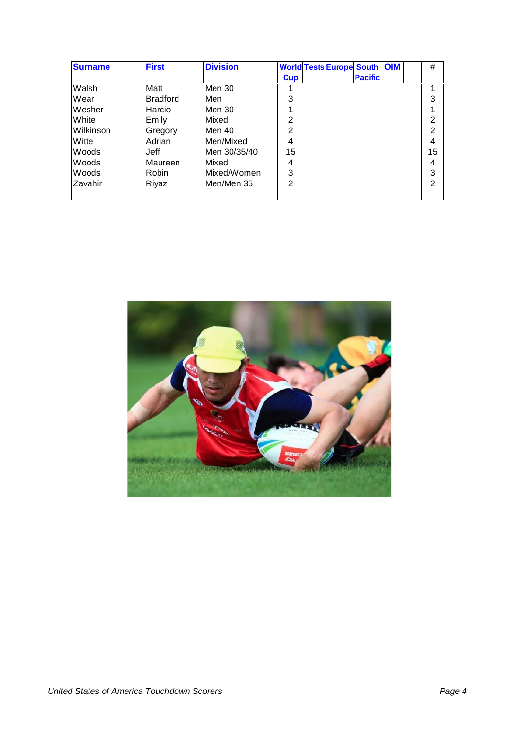| Surname | First | Division | World Cup | Tests | Europe | South Pacific | OIM | | # |
|---|---|---|---|---|---|---|---|---|---|
| Walsh | Matt | Men 30 | 1 | | | | | | 1 |
| Wear | Bradford | Men | 3 | | | | | | 3 |
| Wesher | Harcio | Men 30 | 1 | | | | | | 1 |
| White | Emily | Mixed | 2 | | | | | | 2 |
| Wilkinson | Gregory | Men 40 | 2 | | | | | | 2 |
| Witte | Adrian | Men/Mixed | 4 | | | | | | 4 |
| Woods | Jeff | Men 30/35/40 | 15 | | | | | | 15 |
| Woods | Maureen | Mixed | 4 | | | | | | 4 |
| Woods | Robin | Mixed/Women | 3 | | | | | | 3 |
| Zavahir | Riyaz | Men/Men 35 | 2 | | | | | | 2 |